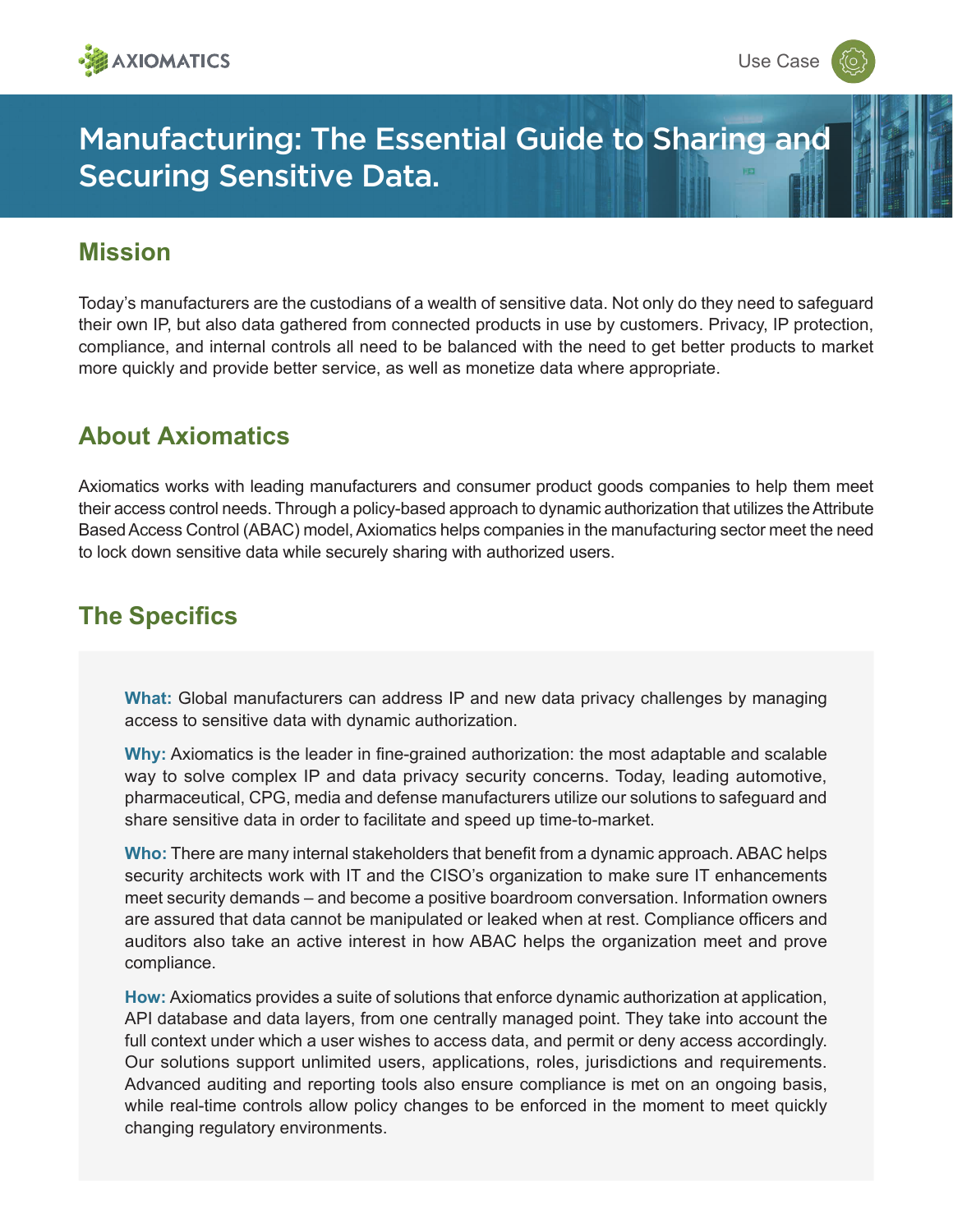AXIOMATICS

Use Case

# Manufacturing: The Essential Guide to Sharing and Securing Sensitive Data.

## Mission

Today's manufacturers are the custodians of a wealth of sensitive data. Not only do they need to safeguard their own IP, but also data gathered from connected products in use by customers. Privacy, IP protection, compliance, and internal controls all need to be balanced with the need to get better products to market more quickly and provide better service, as well as monetize data where appropriate.

## About Axiomatics

Axiomatics works with leading manufacturers and consumer product goods companies to help them meet their access control needs. Through a policy-based approach to dynamic authorization that utilizes the Attribute Based Access Control (ABAC) model, Axiomatics helps companies in the manufacturing sector meet the need to lock down sensitive data while securely sharing with authorized users.

## The Specifics

**What:** Global manufacturers can address IP and new data privacy challenges by managing access to sensitive data with dynamic authorization.

**Why:** Axiomatics is the leader in fine-grained authorization: the most adaptable and scalable way to solve complex IP and data privacy security concerns. Today, leading automotive, pharmaceutical, CPG, media and defense manufacturers utilize our solutions to safeguard and share sensitive data in order to facilitate and speed up time-to-market.

**Who:** There are many internal stakeholders that benefit from a dynamic approach. ABAC helps security architects work with IT and the CISO's organization to make sure IT enhancements meet security demands – and become a positive boardroom conversation. Information owners are assured that data cannot be manipulated or leaked when at rest. Compliance officers and auditors also take an active interest in how ABAC helps the organization meet and prove compliance.

**How:** Axiomatics provides a suite of solutions that enforce dynamic authorization at application, API database and data layers, from one centrally managed point. They take into account the full context under which a user wishes to access data, and permit or deny access accordingly. Our solutions support unlimited users, applications, roles, jurisdictions and requirements. Advanced auditing and reporting tools also ensure compliance is met on an ongoing basis, while real-time controls allow policy changes to be enforced in the moment to meet quickly changing regulatory environments.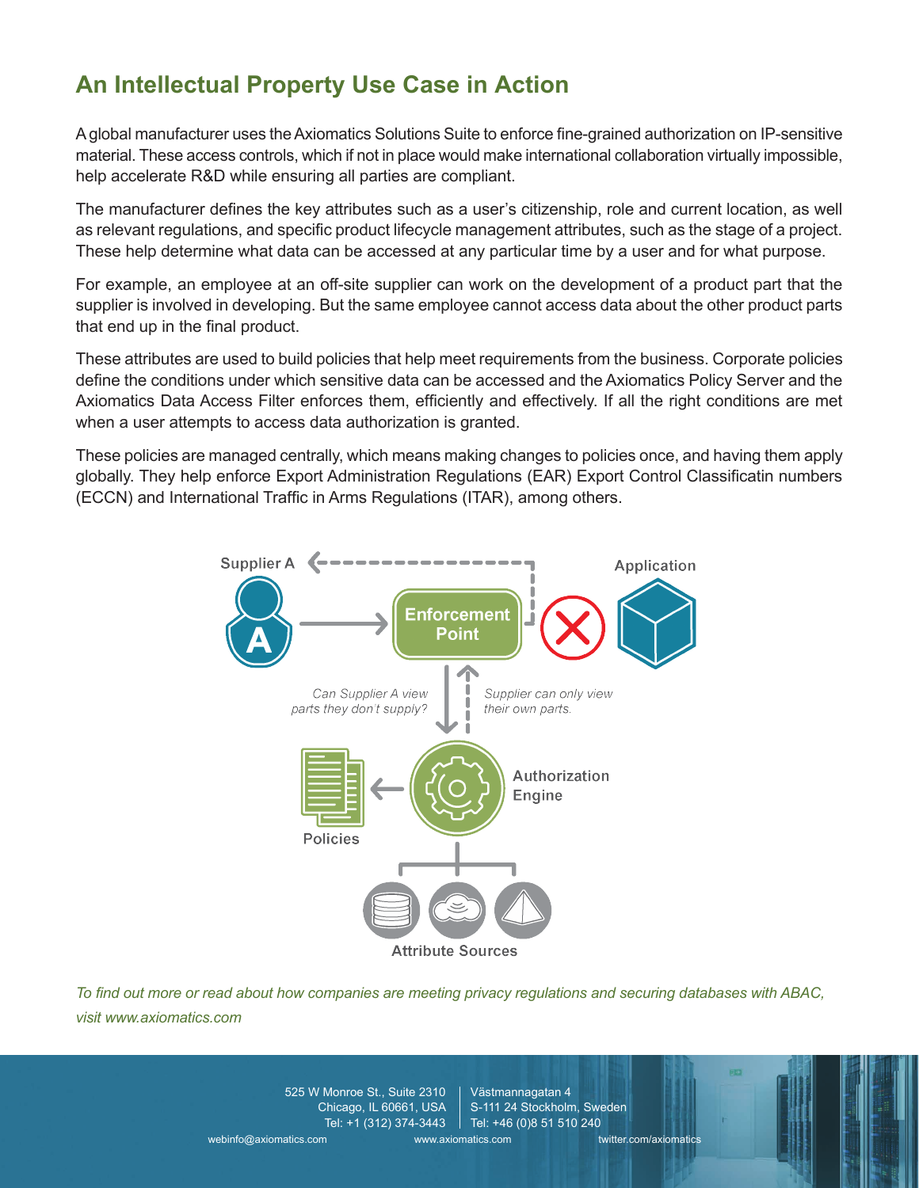## An Intellectual Property Use Case in Action

A global manufacturer uses the Axiomatics Solutions Suite to enforce fine-grained authorization on IP-sensitive material. These access controls, which if not in place would make international collaboration virtually impossible, help accelerate R&D while ensuring all parties are compliant.

The manufacturer defines the key attributes such as a user's citizenship, role and current location, as well as relevant regulations, and specific product lifecycle management attributes, such as the stage of a project. These help determine what data can be accessed at any particular time by a user and for what purpose.

For example, an employee at an off-site supplier can work on the development of a product part that the supplier is involved in developing. But the same employee cannot access data about the other product parts that end up in the final product.

These attributes are used to build policies that help meet requirements from the business. Corporate policies define the conditions under which sensitive data can be accessed and the Axiomatics Policy Server and the Axiomatics Data Access Filter enforces them, efficiently and effectively. If all the right conditions are met when a user attempts to access data authorization is granted.

These policies are managed centrally, which means making changes to policies once, and having them apply globally. They help enforce Export Administration Regulations (EAR) Export Control Classificatin numbers (ECCN) and International Traffic in Arms Regulations (ITAR), among others.

Supplier A

Enforcement Point

Application

Can Supplier A view parts they don't supply?

Supplier can only view their own parts.

Policies

Authorization Engine

Attribute Sources

*To find out more or read about how companies are meeting privacy regulations and securing databases with ABAC, visit www.axiomatics.com*

525 W Monroe St., Suite 2310
Chicago, IL 60661, USA
Tel: +1 (312) 374-3443

Västmannagatan 4
S-111 24 Stockholm, Sweden
Tel: +46 (0)8 51 510 240

webinfo@axiomatics.com | www.axiomatics.com | twitter.com/axiomatics